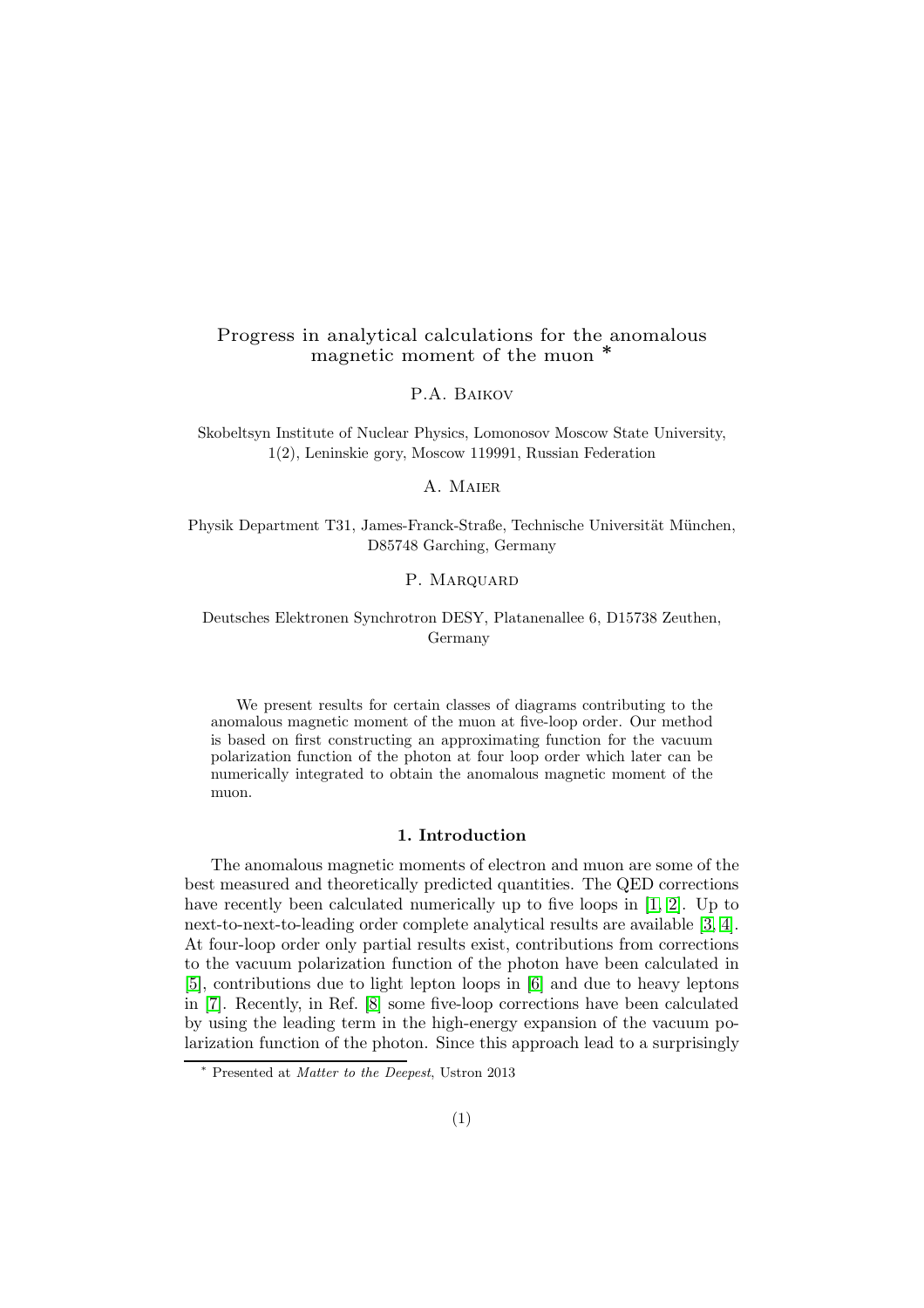# Progress in analytical calculations for the anomalous magnetic moment of the muon *

P.A. Baikov

Skobeltsyn Institute of Nuclear Physics, Lomonosov Moscow State University, 1(2), Leninskie gory, Moscow 119991, Russian Federation

A. Maier

Physik Department T31, James-Franck-Straße, Technische Universität München, D85748 Garching, Germany

P. Marquard

Deutsches Elektronen Synchrotron DESY, Platanenallee 6, D15738 Zeuthen, Germany

We present results for certain classes of diagrams contributing to the anomalous magnetic moment of the muon at five-loop order. Our method is based on first constructing an approximating function for the vacuum polarization function of the photon at four loop order which later can be numerically integrated to obtain the anomalous magnetic moment of the muon.

## 1. Introduction

The anomalous magnetic moments of electron and muon are some of the best measured and theoretically predicted quantities. The QED corrections have recently been calculated numerically up to five loops in [1, 2]. Up to next-to-next-to-leading order complete analytical results are available [3, 4]. At four-loop order only partial results exist, contributions from corrections to the vacuum polarization function of the photon have been calculated in [5], contributions due to light lepton loops in [6] and due to heavy leptons in [7]. Recently, in Ref. [8] some five-loop corrections have been calculated by using the leading term in the high-energy expansion of the vacuum polarization function of the photon. Since this approach lead to a surprisingly

* Presented at *Matter to the Deepest*, Ustron 2013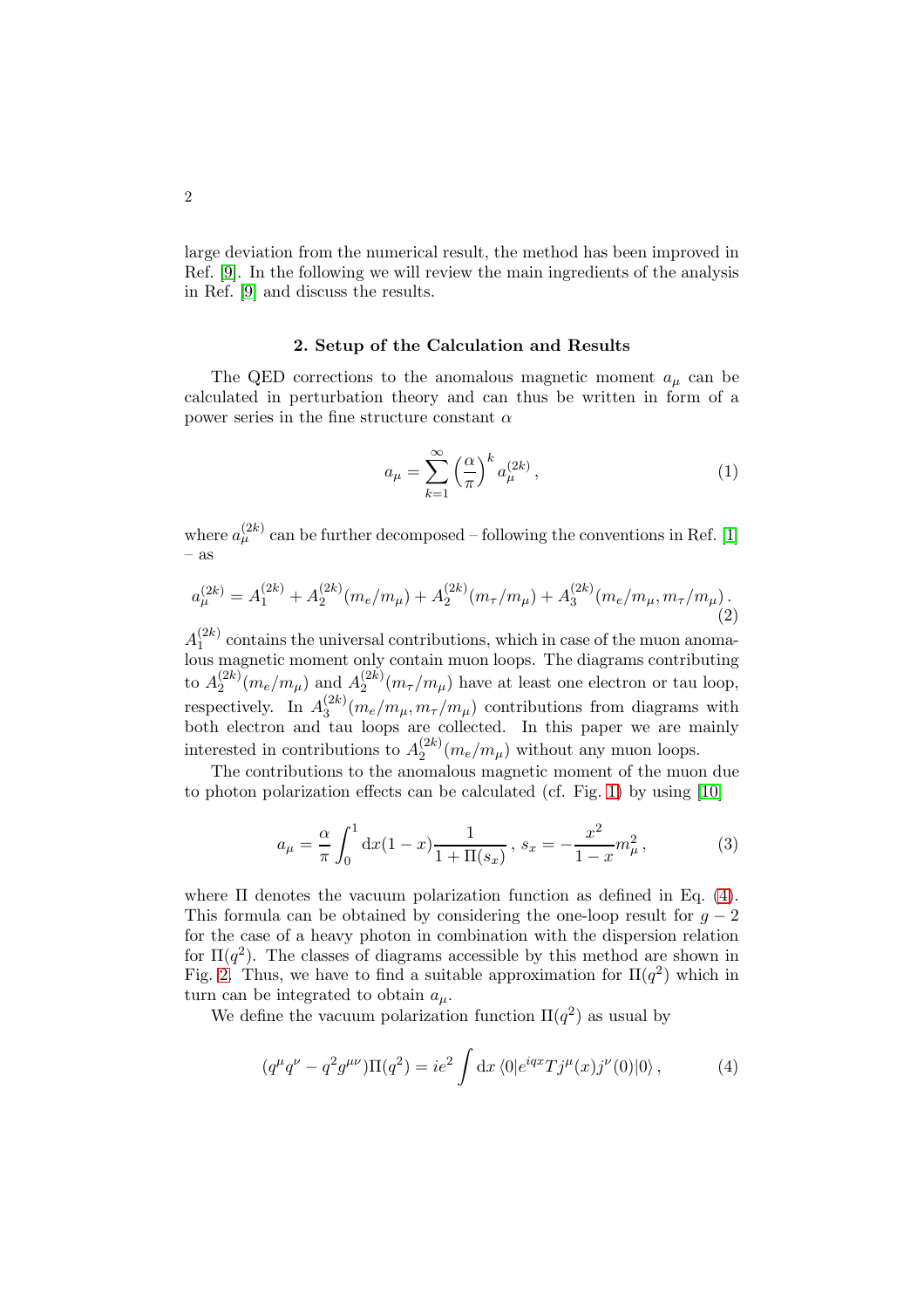large deviation from the numerical result, the method has been improved in Ref. [9]. In the following we will review the main ingredients of the analysis in Ref. [9] and discuss the results.

## 2. Setup of the Calculation and Results

The QED corrections to the anomalous magnetic moment $a_\mu$ can be calculated in perturbation theory and can thus be written in form of a power series in the fine structure constant $\alpha$

$$a_\mu = \sum_{k=1}^{\infty} \left(\frac{\alpha}{\pi}\right)^k a_\mu^{(2k)} \,, \tag{1}$$

where $a_\mu^{(2k)}$ can be further decomposed – following the conventions in Ref. [1] – as

$$a_\mu^{(2k)} = A_1^{(2k)} + A_2^{(2k)}(m_e/m_\mu) + A_2^{(2k)}(m_\tau/m_\mu) + A_3^{(2k)}(m_e/m_\mu, m_\tau/m_\mu) \,. \tag{2}$$

$A_1^{(2k)}$ contains the universal contributions, which in case of the muon anomalous magnetic moment only contain muon loops. The diagrams contributing to $A_2^{(2k)}(m_e/m_\mu)$ and $A_2^{(2k)}(m_\tau/m_\mu)$ have at least one electron or tau loop, respectively. In $A_3^{(2k)}(m_e/m_\mu, m_\tau/m_\mu)$ contributions from diagrams with both electron and tau loops are collected. In this paper we are mainly interested in contributions to $A_2^{(2k)}(m_e/m_\mu)$ without any muon loops.

The contributions to the anomalous magnetic moment of the muon due to photon polarization effects can be calculated (cf. Fig. 1) by using [10]

$$a_\mu = \frac{\alpha}{\pi} \int_0^1 \mathrm{d}x (1-x) \frac{1}{1+\Pi(s_x)} \,,\; s_x = -\frac{x^2}{1-x} m_\mu^2 \,, \tag{3}$$

where $\Pi$ denotes the vacuum polarization function as defined in Eq. (4). This formula can be obtained by considering the one-loop result for $g-2$ for the case of a heavy photon in combination with the dispersion relation for $\Pi(q^2)$. The classes of diagrams accessible by this method are shown in Fig. 2. Thus, we have to find a suitable approximation for $\Pi(q^2)$ which in turn can be integrated to obtain $a_\mu$.

We define the vacuum polarization function $\Pi(q^2)$ as usual by

$$(q^\mu q^\nu - q^2 g^{\mu\nu}) \Pi(q^2) = i e^2 \int \mathrm{d}x \, \langle 0 | e^{iqx} T j^\mu(x) j^\nu(0) | 0 \rangle \,, \tag{4}$$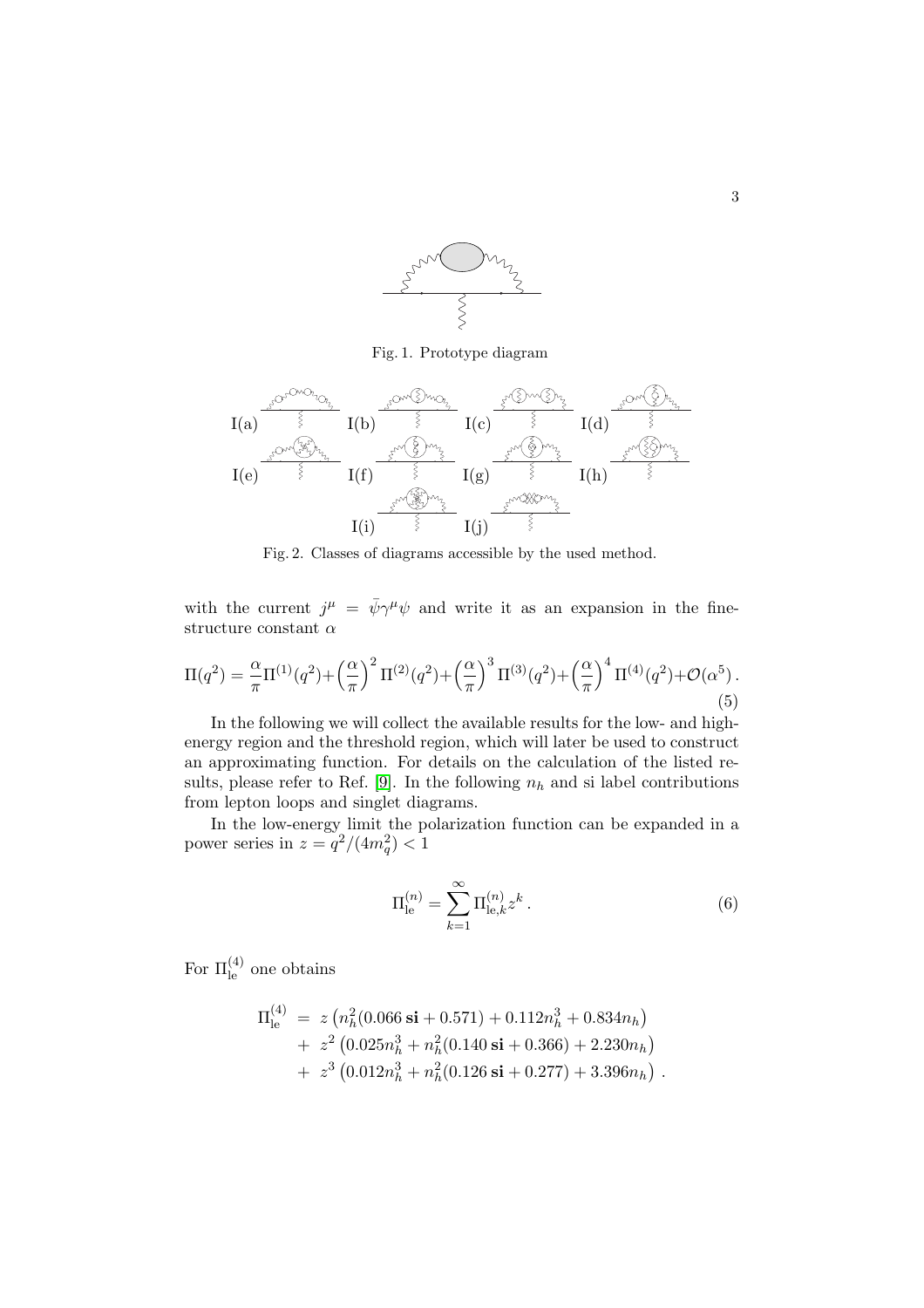Fig. 1. Prototype diagram

I(a) I(b) I(c) I(d)

I(e) I(f) I(g) I(h)

I(i) I(j)

Fig. 2. Classes of diagrams accessible by the used method.

with the current $j^\mu = \bar{\psi}\gamma^\mu\psi$ and write it as an expansion in the fine-structure constant $\alpha$

$$\Pi(q^2) = \frac{\alpha}{\pi}\Pi^{(1)}(q^2)+\left(\frac{\alpha}{\pi}\right)^2\Pi^{(2)}(q^2)+\left(\frac{\alpha}{\pi}\right)^3\Pi^{(3)}(q^2)+\left(\frac{\alpha}{\pi}\right)^4\Pi^{(4)}(q^2)+\mathcal{O}(\alpha^5)\,. \tag{5}$$

In the following we will collect the available results for the low- and high-energy region and the threshold region, which will later be used to construct an approximating function. For details on the calculation of the listed results, please refer to Ref. [9]. In the following $n_h$ and si label contributions from lepton loops and singlet diagrams.

In the low-energy limit the polarization function can be expanded in a power series in $z = q^2/(4m_q^2) < 1$

$$\Pi_{\rm le}^{(n)} = \sum_{k=1}^{\infty}\Pi_{{\rm le},k}^{(n)} z^k\,. \tag{6}$$

For $\Pi_{\rm le}^{(4)}$ one obtains

$$\begin{aligned}
\Pi_{\rm le}^{(4)} &= z\left(n_h^2(0.066\,\mathbf{si}+0.571)+0.112n_h^3+0.834n_h\right)\\
&+\ z^2\left(0.025n_h^3+n_h^2(0.140\,\mathbf{si}+0.366)+2.230n_h\right)\\
&+\ z^3\left(0.012n_h^3+n_h^2(0.126\,\mathbf{si}+0.277)+3.396n_h\right)\,.
\end{aligned}$$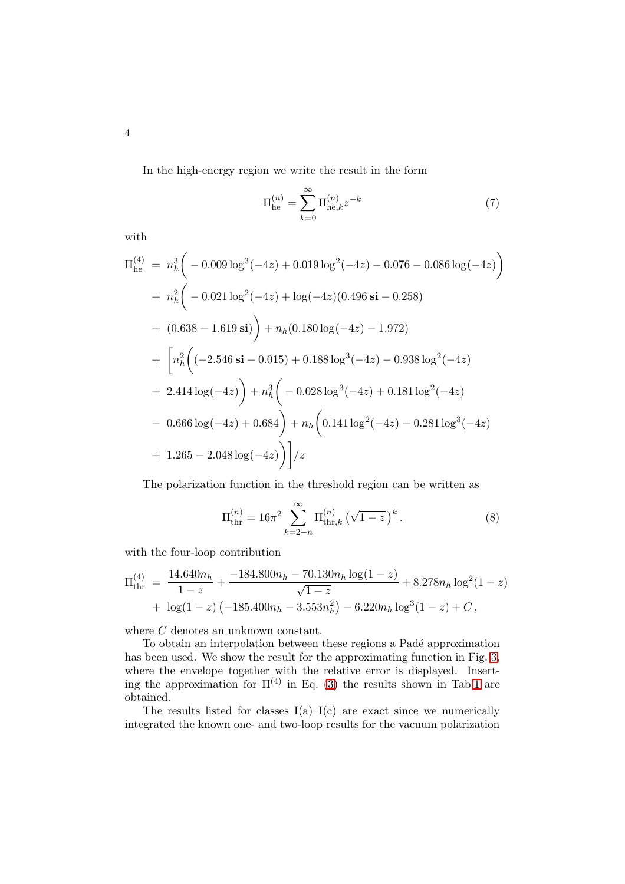In the high-energy region we write the result in the form

$$\Pi^{(n)}_{\rm he} = \sum_{k=0}^{\infty} \Pi^{(n)}_{{\rm he},k} z^{-k} \tag{7}$$

with

$$\begin{aligned}
\Pi^{(4)}_{\rm he} \;=\;& n_h^3\Big( -0.009\log^3(-4z) + 0.019\log^2(-4z) - 0.076 - 0.086\log(-4z)\Big) \\
&+\; n_h^2\Big( -0.021\log^2(-4z) + \log(-4z)(0.496\,\mathbf{si} - 0.258) \\
&+\; (0.638 - 1.619\,\mathbf{si})\Big) + n_h(0.180\log(-4z) - 1.972) \\
&+\; \Big[ n_h^2\Big( (-2.546\,\mathbf{si} - 0.015) + 0.188\log^3(-4z) - 0.938\log^2(-4z) \\
&+\; 2.414\log(-4z)\Big) + n_h^3\Big( -0.028\log^3(-4z) + 0.181\log^2(-4z) \\
&-\; 0.666\log(-4z) + 0.684\Big) + n_h\Big( 0.141\log^2(-4z) - 0.281\log^3(-4z) \\
&+\; 1.265 - 2.048\log(-4z)\Big)\Big]/z
\end{aligned}$$

The polarization function in the threshold region can be written as

$$\Pi^{(n)}_{\rm thr} = 16\pi^2 \sum_{k=2-n}^{\infty} \Pi^{(n)}_{{\rm thr},k} \left(\sqrt{1-z}\right)^k . \tag{8}$$

with the four-loop contribution

$$\begin{aligned}
\Pi^{(4)}_{\rm thr} \;=\;& \frac{14.640 n_h}{1-z} + \frac{-184.800 n_h - 70.130 n_h \log(1-z)}{\sqrt{1-z}} + 8.278 n_h \log^2(1-z) \\
&+\; \log(1-z)\left(-185.400 n_h - 3.553 n_h^2\right) - 6.220 n_h \log^3(1-z) + C\,,
\end{aligned}$$

where $C$ denotes an unknown constant.

To obtain an interpolation between these regions a Padé approximation has been used. We show the result for the approximating function in Fig. 3, where the envelope together with the relative error is displayed. Inserting the approximation for $\Pi^{(4)}$ in Eq. (3) the results shown in Tab.1 are obtained.

The results listed for classes I(a)–I(c) are exact since we numerically integrated the known one- and two-loop results for the vacuum polarization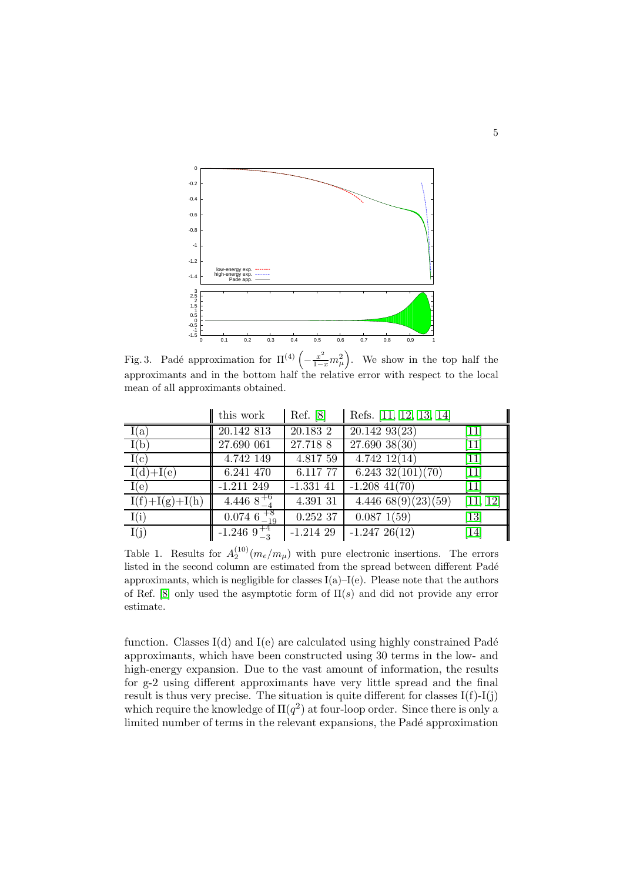Fig. 3. Padé approximation for $\Pi^{(4)}\left(-\frac{x^2}{1-x}m_\mu^2\right)$. We show in the top half the approximants and in the bottom half the relative error with respect to the local mean of all approximants obtained.

| | this work | Ref. [8] | Refs. [11, 12, 13, 14] | |
|---|---|---|---|---|
| I(a) | 20.142 813 | 20.183 2 | 20.142 93(23) | [11] |
| I(b) | 27.690 061 | 27.718 8 | 27.690 38(30) | [11] |
| I(c) | 4.742 149 | 4.817 59 | 4.742 12(14) | [11] |
| I(d)+I(e) | 6.241 470 | 6.117 77 | 6.243 32(101)(70) | [11] |
| I(e) | -1.211 249 | -1.331 41 | -1.208 41(70) | [11] |
| I(f)+I(g)+I(h) | $4.446\ 8^{+6}_{-4}$ | 4.391 31 | 4.446 68(9)(23)(59) | [11, 12] |
| I(i) | $0.074\ 6^{+8}_{-19}$ | 0.252 37 | 0.087 1(59) | [13] |
| I(j) | $-1.246\ 9^{+4}_{-3}$ | -1.214 29 | -1.247 26(12) | [14] |

Table 1. Results for $A_2^{(10)}(m_e/m_\mu)$ with pure electronic insertions. The errors listed in the second column are estimated from the spread between different Padé approximants, which is negligible for classes I(a)–I(e). Please note that the authors of Ref. [8] only used the asymptotic form of $\Pi(s)$ and did not provide any error estimate.

function. Classes I(d) and I(e) are calculated using highly constrained Padé approximants, which have been constructed using 30 terms in the low- and high-energy expansion. Due to the vast amount of information, the results for g-2 using different approximants have very little spread and the final result is thus very precise. The situation is quite different for classes I(f)-I(j) which require the knowledge of $\Pi(q^2)$ at four-loop order. Since there is only a limited number of terms in the relevant expansions, the Padé approximation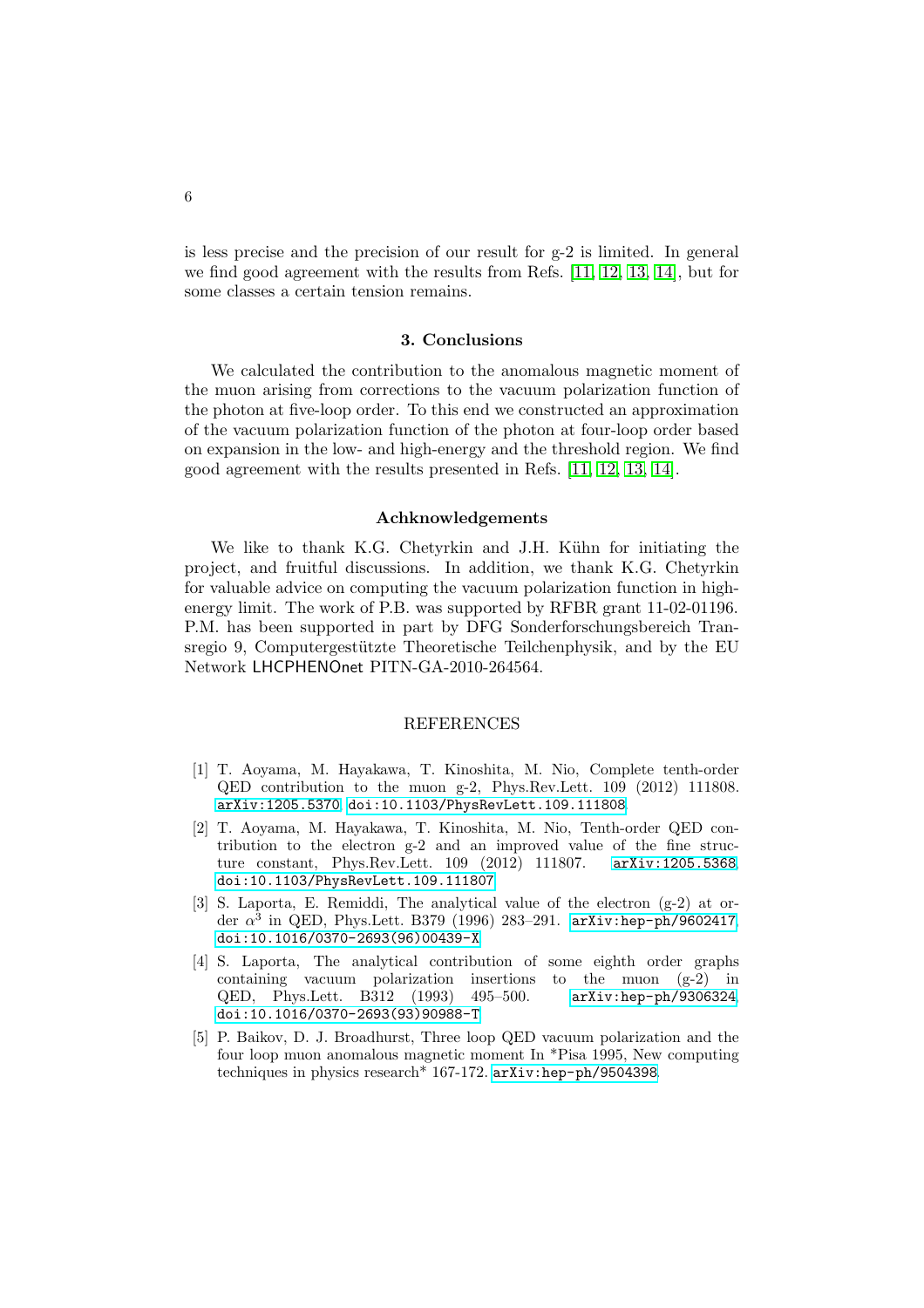is less precise and the precision of our result for g-2 is limited. In general we find good agreement with the results from Refs. [11, 12, 13, 14], but for some classes a certain tension remains.

## 3. Conclusions

We calculated the contribution to the anomalous magnetic moment of the muon arising from corrections to the vacuum polarization function of the photon at five-loop order. To this end we constructed an approximation of the vacuum polarization function of the photon at four-loop order based on expansion in the low- and high-energy and the threshold region. We find good agreement with the results presented in Refs. [11, 12, 13, 14].

## Achknowledgements

We like to thank K.G. Chetyrkin and J.H. Kühn for initiating the project, and fruitful discussions. In addition, we thank K.G. Chetyrkin for valuable advice on computing the vacuum polarization function in high-energy limit. The work of P.B. was supported by RFBR grant 11-02-01196. P.M. has been supported in part by DFG Sonderforschungsbereich Transregio 9, Computergestützte Theoretische Teilchenphysik, and by the EU Network LHCPHENOnet PITN-GA-2010-264564.

## REFERENCES

[1] T. Aoyama, M. Hayakawa, T. Kinoshita, M. Nio, Complete tenth-order QED contribution to the muon g-2, Phys.Rev.Lett. 109 (2012) 111808. arXiv:1205.5370, doi:10.1103/PhysRevLett.109.111808

[2] T. Aoyama, M. Hayakawa, T. Kinoshita, M. Nio, Tenth-order QED contribution to the electron g-2 and an improved value of the fine structure constant, Phys.Rev.Lett. 109 (2012) 111807. arXiv:1205.5368, doi:10.1103/PhysRevLett.109.111807

[3] S. Laporta, E. Remiddi, The analytical value of the electron (g-2) at order $\alpha^3$ in QED, Phys.Lett. B379 (1996) 283–291. arXiv:hep-ph/9602417, doi:10.1016/0370-2693(96)00439-X

[4] S. Laporta, The analytical contribution of some eighth order graphs containing vacuum polarization insertions to the muon (g-2) in QED, Phys.Lett. B312 (1993) 495–500. arXiv:hep-ph/9306324, doi:10.1016/0370-2693(93)90988-T

[5] P. Baikov, D. J. Broadhurst, Three loop QED vacuum polarization and the four loop muon anomalous magnetic moment In *Pisa 1995, New computing techniques in physics research* 167-172. arXiv:hep-ph/9504398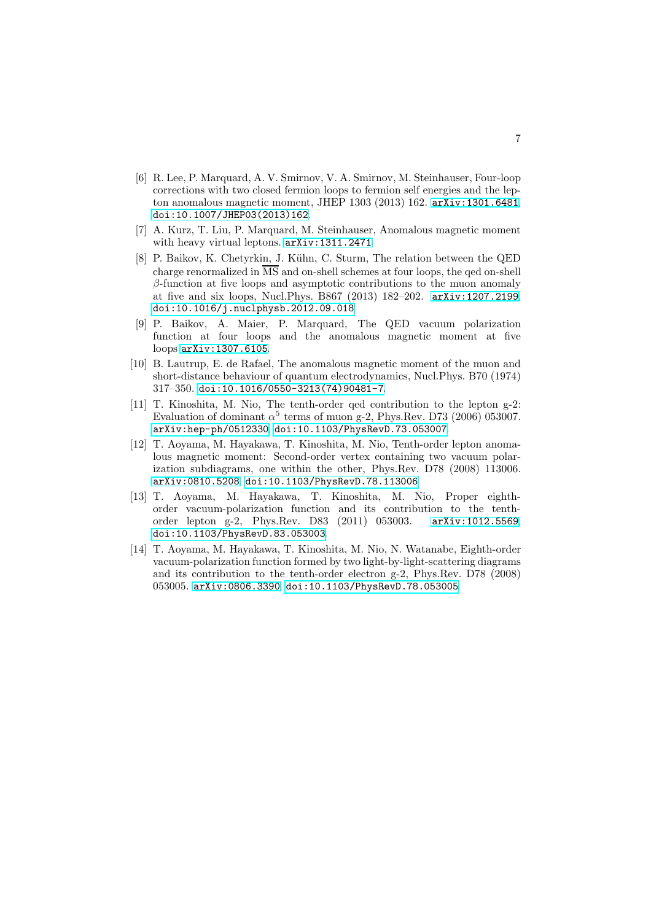[6] R. Lee, P. Marquard, A. V. Smirnov, V. A. Smirnov, M. Steinhauser, Four-loop corrections with two closed fermion loops to fermion self energies and the lepton anomalous magnetic moment, JHEP 1303 (2013) 162. arXiv:1301.6481, doi:10.1007/JHEP03(2013)162.

[7] A. Kurz, T. Liu, P. Marquard, M. Steinhauser, Anomalous magnetic moment with heavy virtual leptons. arXiv:1311.2471.

[8] P. Baikov, K. Chetyrkin, J. Kühn, C. Sturm, The relation between the QED charge renormalized in $\overline{\mathrm{MS}}$ and on-shell schemes at four loops, the qed on-shell $\beta$-function at five loops and asymptotic contributions to the muon anomaly at five and six loops, Nucl.Phys. B867 (2013) 182–202. arXiv:1207.2199, doi:10.1016/j.nuclphysb.2012.09.018.

[9] P. Baikov, A. Maier, P. Marquard, The QED vacuum polarization function at four loops and the anomalous magnetic moment at five loops arXiv:1307.6105.

[10] B. Lautrup, E. de Rafael, The anomalous magnetic moment of the muon and short-distance behaviour of quantum electrodynamics, Nucl.Phys. B70 (1974) 317–350. doi:10.1016/0550-3213(74)90481-7.

[11] T. Kinoshita, M. Nio, The tenth-order qed contribution to the lepton g-2: Evaluation of dominant $\alpha^5$ terms of muon g-2, Phys.Rev. D73 (2006) 053007. arXiv:hep-ph/0512330, doi:10.1103/PhysRevD.73.053007.

[12] T. Aoyama, M. Hayakawa, T. Kinoshita, M. Nio, Tenth-order lepton anomalous magnetic moment: Second-order vertex containing two vacuum polarization subdiagrams, one within the other, Phys.Rev. D78 (2008) 113006. arXiv:0810.5208, doi:10.1103/PhysRevD.78.113006.

[13] T. Aoyama, M. Hayakawa, T. Kinoshita, M. Nio, Proper eighth-order vacuum-polarization function and its contribution to the tenth-order lepton g-2, Phys.Rev. D83 (2011) 053003. arXiv:1012.5569, doi:10.1103/PhysRevD.83.053003.

[14] T. Aoyama, M. Hayakawa, T. Kinoshita, M. Nio, N. Watanabe, Eighth-order vacuum-polarization function formed by two light-by-light-scattering diagrams and its contribution to the tenth-order electron g-2, Phys.Rev. D78 (2008) 053005. arXiv:0806.3390, doi:10.1103/PhysRevD.78.053005.